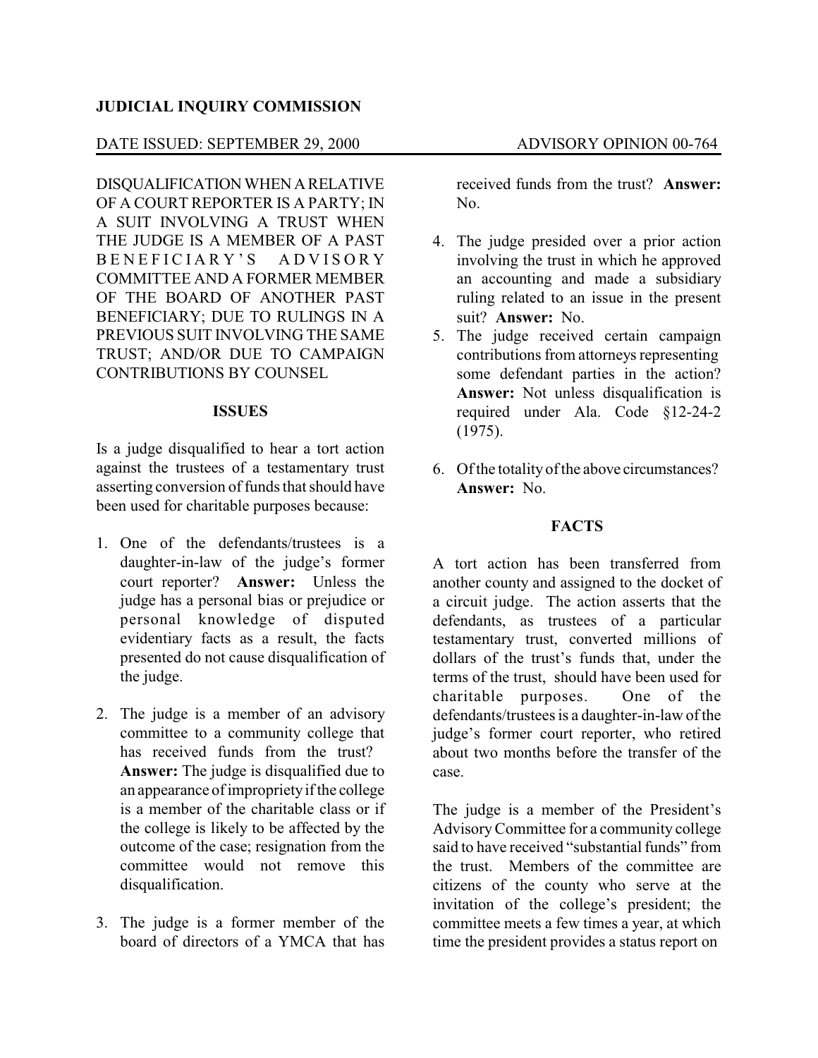**JUDICIAL INQUIRY COMMISSION**

DATE ISSUED: SEPTEMBER 29, 2000 ADVISORY OPINION 00-764

DISQUALIFICATION WHEN A RELATIVE OF A COURT REPORTER IS A PARTY; IN A SUIT INVOLVING A TRUST WHEN THE JUDGE IS A MEMBER OF A PAST BENEFICIARY'S ADVISORY COMMITTEE AND A FORMER MEMBER OF THE BOARD OF ANOTHER PAST BENEFICIARY; DUE TO RULINGS IN A PREVIOUS SUIT INVOLVING THE SAME TRUST; AND/OR DUE TO CAMPAIGN CONTRIBUTIONS BY COUNSEL

## ISSUES

Is a judge disqualified to hear a tort action against the trustees of a testamentary trust asserting conversion of funds that should have been used for charitable purposes because:

1. One of the defendants/trustees is a daughter-in-law of the judge's former court reporter? **Answer:** Unless the judge has a personal bias or prejudice or personal knowledge of disputed evidentiary facts as a result, the facts presented do not cause disqualification of the judge.
2. The judge is a member of an advisory committee to a community college that has received funds from the trust? **Answer:** The judge is disqualified due to an appearance of impropriety if the college is a member of the charitable class or if the college is likely to be affected by the outcome of the case; resignation from the committee would not remove this disqualification.
3. The judge is a former member of the board of directors of a YMCA that has received funds from the trust? **Answer:** No.
4. The judge presided over a prior action involving the trust in which he approved an accounting and made a subsidiary ruling related to an issue in the present suit? **Answer:** No.
5. The judge received certain campaign contributions from attorneys representing some defendant parties in the action? **Answer:** Not unless disqualification is required under Ala. Code §12-24-2 (1975).
6. Of the totality of the above circumstances? **Answer:** No.

## FACTS

A tort action has been transferred from another county and assigned to the docket of a circuit judge. The action asserts that the defendants, as trustees of a particular testamentary trust, converted millions of dollars of the trust's funds that, under the terms of the trust, should have been used for charitable purposes. One of the defendants/trustees is a daughter-in-law of the judge's former court reporter, who retired about two months before the transfer of the case.

The judge is a member of the President's Advisory Committee for a community college said to have received "substantial funds" from the trust. Members of the committee are citizens of the county who serve at the invitation of the college's president; the committee meets a few times a year, at which time the president provides a status report on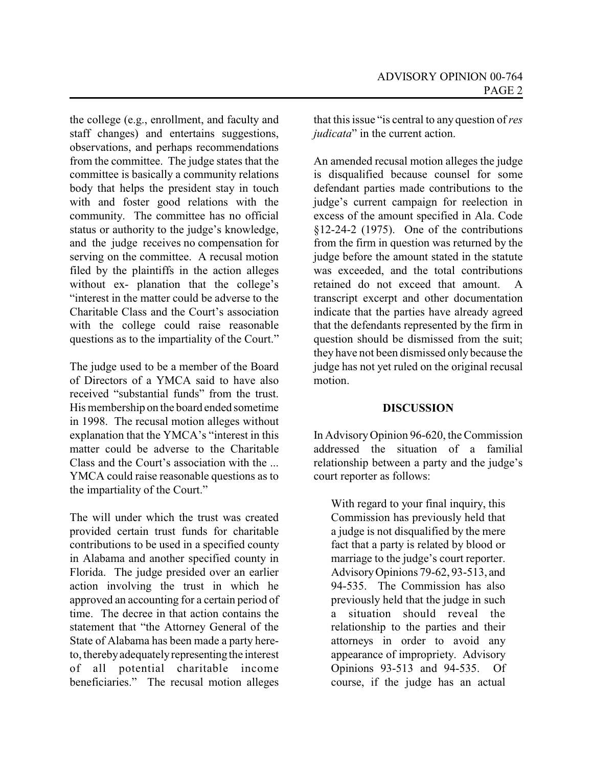the college (e.g., enrollment, and faculty and staff changes) and entertains suggestions, observations, and perhaps recommendations from the committee. The judge states that the committee is basically a community relations body that helps the president stay in touch with and foster good relations with the community. The committee has no official status or authority to the judge's knowledge, and the judge receives no compensation for serving on the committee. A recusal motion filed by the plaintiffs in the action alleges without ex- planation that the college's "interest in the matter could be adverse to the Charitable Class and the Court's association with the college could raise reasonable questions as to the impartiality of the Court."

The judge used to be a member of the Board of Directors of a YMCA said to have also received "substantial funds" from the trust. His membership on the board ended sometime in 1998. The recusal motion alleges without explanation that the YMCA's "interest in this matter could be adverse to the Charitable Class and the Court's association with the ... YMCA could raise reasonable questions as to the impartiality of the Court."

The will under which the trust was created provided certain trust funds for charitable contributions to be used in a specified county in Alabama and another specified county in Florida. The judge presided over an earlier action involving the trust in which he approved an accounting for a certain period of time. The decree in that action contains the statement that "the Attorney General of the State of Alabama has been made a party hereto, thereby adequately representing the interest of all potential charitable income beneficiaries." The recusal motion alleges that this issue "is central to any question of *res judicata*" in the current action.

An amended recusal motion alleges the judge is disqualified because counsel for some defendant parties made contributions to the judge's current campaign for reelection in excess of the amount specified in Ala. Code §12-24-2 (1975). One of the contributions from the firm in question was returned by the judge before the amount stated in the statute was exceeded, and the total contributions retained do not exceed that amount. A transcript excerpt and other documentation indicate that the parties have already agreed that the defendants represented by the firm in question should be dismissed from the suit; they have not been dismissed only because the judge has not yet ruled on the original recusal motion.

## DISCUSSION

In Advisory Opinion 96-620, the Commission addressed the situation of a familial relationship between a party and the judge's court reporter as follows:

> With regard to your final inquiry, this Commission has previously held that a judge is not disqualified by the mere fact that a party is related by blood or marriage to the judge's court reporter. Advisory Opinions 79-62, 93-513, and 94-535. The Commission has also previously held that the judge in such a situation should reveal the relationship to the parties and their attorneys in order to avoid any appearance of impropriety. Advisory Opinions 93-513 and 94-535. Of course, if the judge has an actual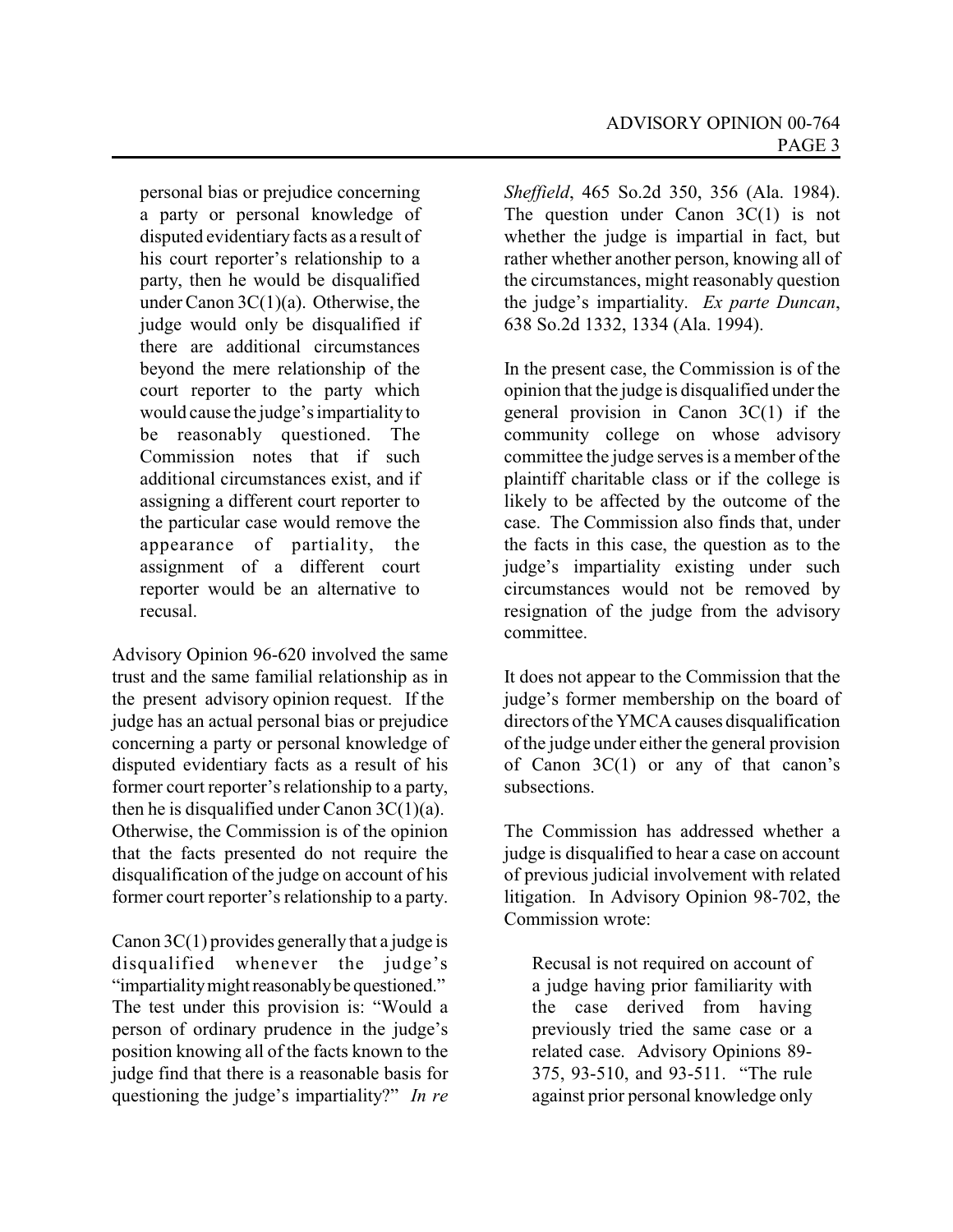> personal bias or prejudice concerning a party or personal knowledge of disputed evidentiary facts as a result of his court reporter's relationship to a party, then he would be disqualified under Canon 3C(1)(a). Otherwise, the judge would only be disqualified if there are additional circumstances beyond the mere relationship of the court reporter to the party which would cause the judge's impartiality to be reasonably questioned. The Commission notes that if such additional circumstances exist, and if assigning a different court reporter to the particular case would remove the appearance of partiality, the assignment of a different court reporter would be an alternative to recusal.

Advisory Opinion 96-620 involved the same trust and the same familial relationship as in the present advisory opinion request. If the judge has an actual personal bias or prejudice concerning a party or personal knowledge of disputed evidentiary facts as a result of his former court reporter's relationship to a party, then he is disqualified under Canon 3C(1)(a). Otherwise, the Commission is of the opinion that the facts presented do not require the disqualification of the judge on account of his former court reporter's relationship to a party.

Canon 3C(1) provides generally that a judge is disqualified whenever the judge's "impartiality might reasonably be questioned." The test under this provision is: "Would a person of ordinary prudence in the judge's position knowing all of the facts known to the judge find that there is a reasonable basis for questioning the judge's impartiality?" *In re Sheffield*, 465 So.2d 350, 356 (Ala. 1984). The question under Canon 3C(1) is not whether the judge is impartial in fact, but rather whether another person, knowing all of the circumstances, might reasonably question the judge's impartiality. *Ex parte Duncan*, 638 So.2d 1332, 1334 (Ala. 1994).

In the present case, the Commission is of the opinion that the judge is disqualified under the general provision in Canon 3C(1) if the community college on whose advisory committee the judge serves is a member of the plaintiff charitable class or if the college is likely to be affected by the outcome of the case. The Commission also finds that, under the facts in this case, the question as to the judge's impartiality existing under such circumstances would not be removed by resignation of the judge from the advisory committee.

It does not appear to the Commission that the judge's former membership on the board of directors of the YMCA causes disqualification of the judge under either the general provision of Canon 3C(1) or any of that canon's subsections.

The Commission has addressed whether a judge is disqualified to hear a case on account of previous judicial involvement with related litigation. In Advisory Opinion 98-702, the Commission wrote:

> Recusal is not required on account of a judge having prior familiarity with the case derived from having previously tried the same case or a related case. Advisory Opinions 89-375, 93-510, and 93-511. "The rule against prior personal knowledge only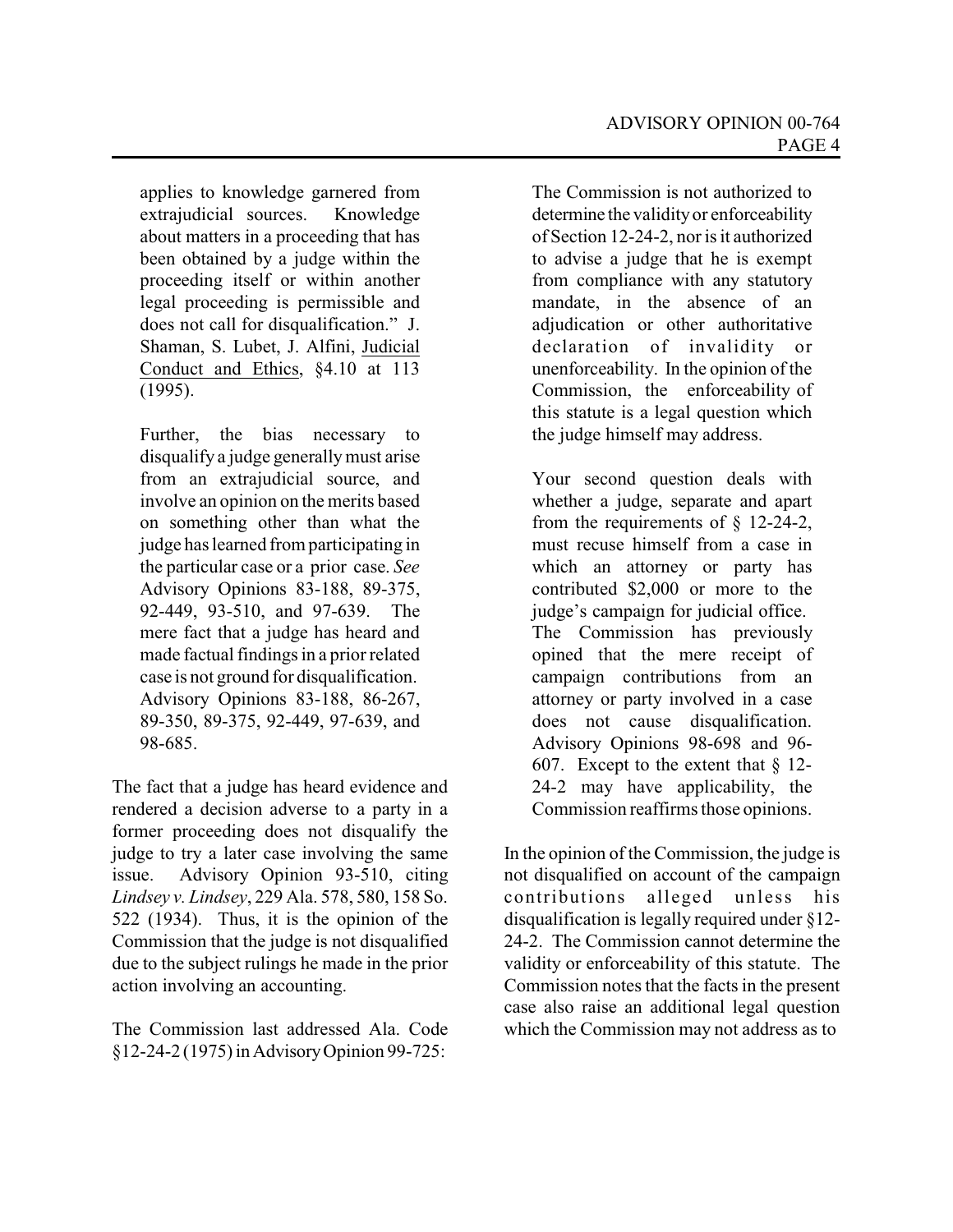> applies to knowledge garnered from extrajudicial sources. Knowledge about matters in a proceeding that has been obtained by a judge within the proceeding itself or within another legal proceeding is permissible and does not call for disqualification." J. Shaman, S. Lubet, J. Alfini, Judicial Conduct and Ethics, §4.10 at 113 (1995).
>
> Further, the bias necessary to disqualify a judge generally must arise from an extrajudicial source, and involve an opinion on the merits based on something other than what the judge has learned from participating in the particular case or a prior case. *See* Advisory Opinions 83-188, 89-375, 92-449, 93-510, and 97-639. The mere fact that a judge has heard and made factual findings in a prior related case is not ground for disqualification. Advisory Opinions 83-188, 86-267, 89-350, 89-375, 92-449, 97-639, and 98-685.

The fact that a judge has heard evidence and rendered a decision adverse to a party in a former proceeding does not disqualify the judge to try a later case involving the same issue. Advisory Opinion 93-510, citing *Lindsey v. Lindsey*, 229 Ala. 578, 580, 158 So. 522 (1934). Thus, it is the opinion of the Commission that the judge is not disqualified due to the subject rulings he made in the prior action involving an accounting.

The Commission last addressed Ala. Code §12-24-2 (1975) in Advisory Opinion 99-725:

> The Commission is not authorized to determine the validity or enforceability of Section 12-24-2, nor is it authorized to advise a judge that he is exempt from compliance with any statutory mandate, in the absence of an adjudication or other authoritative declaration of invalidity or unenforceability. In the opinion of the Commission, the enforceability of this statute is a legal question which the judge himself may address.
>
> Your second question deals with whether a judge, separate and apart from the requirements of § 12-24-2, must recuse himself from a case in which an attorney or party has contributed $2,000 or more to the judge's campaign for judicial office. The Commission has previously opined that the mere receipt of campaign contributions from an attorney or party involved in a case does not cause disqualification. Advisory Opinions 98-698 and 96-607. Except to the extent that § 12-24-2 may have applicability, the Commission reaffirms those opinions.

In the opinion of the Commission, the judge is not disqualified on account of the campaign contributions alleged unless his disqualification is legally required under §12-24-2. The Commission cannot determine the validity or enforceability of this statute. The Commission notes that the facts in the present case also raise an additional legal question which the Commission may not address as to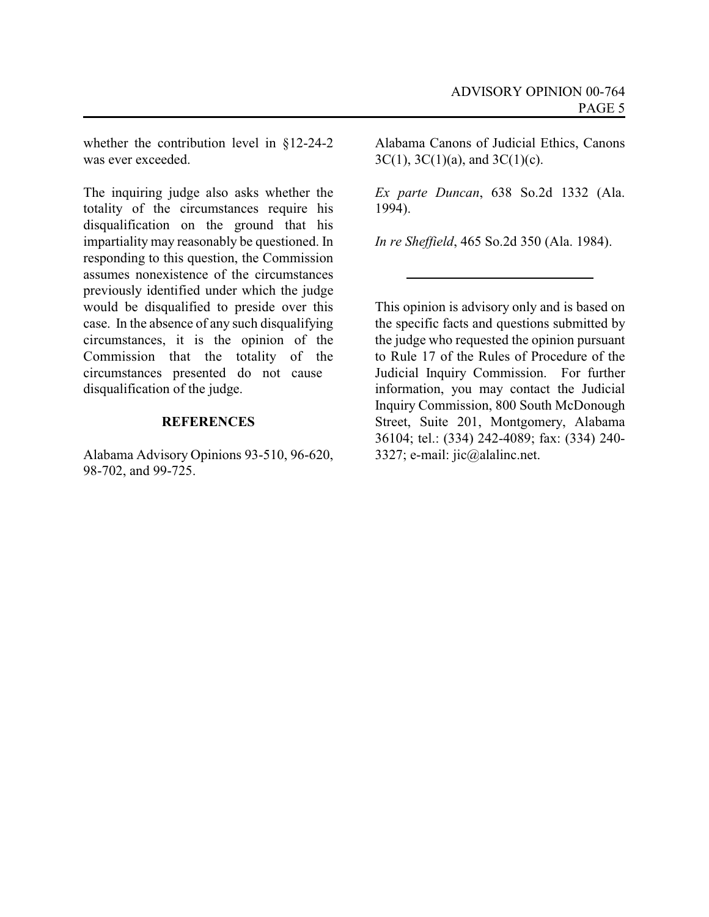whether the contribution level in §12-24-2 was ever exceeded.

The inquiring judge also asks whether the totality of the circumstances require his disqualification on the ground that his impartiality may reasonably be questioned. In responding to this question, the Commission assumes nonexistence of the circumstances previously identified under which the judge would be disqualified to preside over this case. In the absence of any such disqualifying circumstances, it is the opinion of the Commission that the totality of the circumstances presented do not cause disqualification of the judge.

**REFERENCES**

Alabama Advisory Opinions 93-510, 96-620, 98-702, and 99-725.

Alabama Canons of Judicial Ethics, Canons 3C(1), 3C(1)(a), and 3C(1)(c).

*Ex parte Duncan*, 638 So.2d 1332 (Ala. 1994).

*In re Sheffield*, 465 So.2d 350 (Ala. 1984).

---

This opinion is advisory only and is based on the specific facts and questions submitted by the judge who requested the opinion pursuant to Rule 17 of the Rules of Procedure of the Judicial Inquiry Commission. For further information, you may contact the Judicial Inquiry Commission, 800 South McDonough Street, Suite 201, Montgomery, Alabama 36104; tel.: (334) 242-4089; fax: (334) 240-3327; e-mail: jic@alalinc.net.